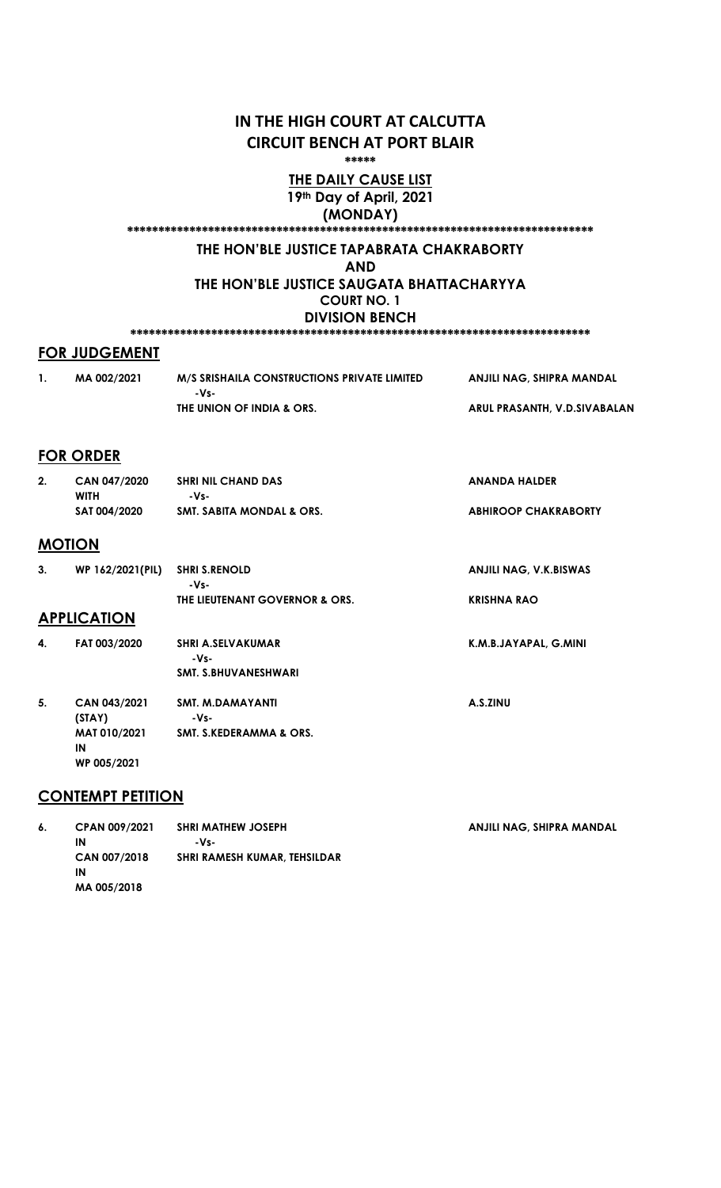# IN THE HIGH COURT AT CALCUTTA
# CIRCUIT BENCH AT PORT BLAIR

*****

**THE DAILY CAUSE LIST**

**19th Day of April, 2021**

**(MONDAY)**

***************************************************************************

**THE HON'BLE JUSTICE TAPABRATA CHAKRABORTY**

**AND**

**THE HON'BLE JUSTICE SAUGATA BHATTACHARYYA**

**COURT NO. 1**

**DIVISION BENCH**

***************************************************************************

## FOR JUDGEMENT

| | | | |
|---|---|---|---|
| **1.** | **MA 002/2021** | **M/S SRISHAILA CONSTRUCTIONS PRIVATE LIMITED**<br>**-Vs-**<br>**THE UNION OF INDIA & ORS.** | **ANJILI NAG, SHIPRA MANDAL**<br><br>**ARUL PRASANTH, V.D.SIVABALAN** |

## FOR ORDER

| | | | |
|---|---|---|---|
| **2.** | **CAN 047/2020**<br>**WITH**<br>**SAT 004/2020** | **SHRI NIL CHAND DAS**<br>**-Vs-**<br>**SMT. SABITA MONDAL & ORS.** | **ANANDA HALDER**<br><br>**ABHIROOP CHAKRABORTY** |

## MOTION

| | | | |
|---|---|---|---|
| **3.** | **WP 162/2021(PIL)** | **SHRI S.RENOLD**<br>**-Vs-**<br>**THE LIEUTENANT GOVERNOR & ORS.** | **ANJILI NAG, V.K.BISWAS**<br><br>**KRISHNA RAO** |

## APPLICATION

| | | | |
|---|---|---|---|
| **4.** | **FAT 003/2020** | **SHRI A.SELVAKUMAR**<br>**-Vs-**<br>**SMT. S.BHUVANESHWARI** | **K.M.B.JAYAPAL, G.MINI** |
| **5.** | **CAN 043/2021**<br>**(STAY)**<br>**MAT 010/2021**<br>**IN**<br>**WP 005/2021** | **SMT. M.DAMAYANTI**<br>**-Vs-**<br>**SMT. S.KEDERAMMA & ORS.** | **A.S.ZINU** |

## CONTEMPT PETITION

| | | | |
|---|---|---|---|
| **6.** | **CPAN 009/2021**<br>**IN**<br>**CAN 007/2018**<br>**IN**<br>**MA 005/2018** | **SHRI MATHEW JOSEPH**<br>**-Vs-**<br>**SHRI RAMESH KUMAR, TEHSILDAR** | **ANJILI NAG, SHIPRA MANDAL** |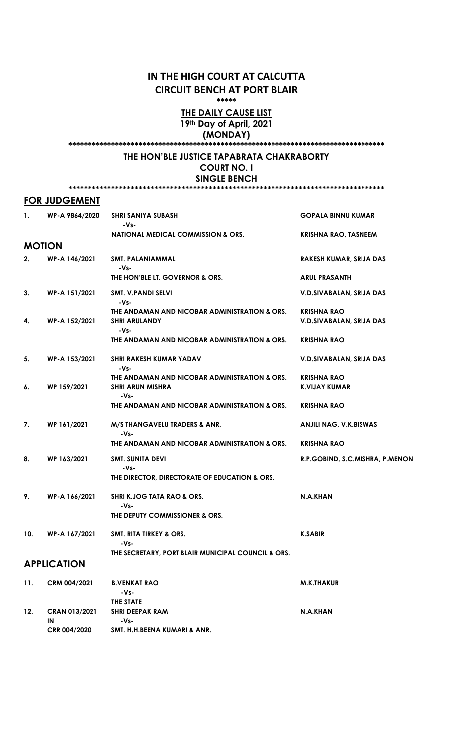# IN THE HIGH COURT AT CALCUTTA
# CIRCUIT BENCH AT PORT BLAIR

\*\*\*\*\*

**THE DAILY CAUSE LIST**
**19th Day of April, 2021**
**(MONDAY)**

\*\*\*\*\*\*\*\*\*\*\*\*\*\*\*\*\*\*\*\*\*\*\*\*\*\*\*\*\*\*\*\*\*\*\*\*\*\*\*\*\*\*\*\*\*\*\*\*\*\*\*\*\*\*\*\*\*\*\*\*\*\*\*\*\*\*\*\*\*\*\*\*\*\*\*\*\*\*\*\*\*\*

## THE HON'BLE JUSTICE TAPABRATA CHAKRABORTY
## COURT NO. I
## SINGLE BENCH

\*\*\*\*\*\*\*\*\*\*\*\*\*\*\*\*\*\*\*\*\*\*\*\*\*\*\*\*\*\*\*\*\*\*\*\*\*\*\*\*\*\*\*\*\*\*\*\*\*\*\*\*\*\*\*\*\*\*\*\*\*\*\*\*\*\*\*\*\*\*\*\*\*\*\*\*\*\*\*\*\*\*

### FOR JUDGEMENT

| No. | Case No. | Parties | Advocates |
|---|---|---|---|
| 1. | WP-A 9864/2020 | SHRI SANIYA SUBASH<br>-Vs-<br>NATIONAL MEDICAL COMMISSION & ORS. | GOPALA BINNU KUMAR<br><br>KRISHNA RAO, TASNEEM |

### MOTION

| No. | Case No. | Parties | Advocates |
|---|---|---|---|
| 2. | WP-A 146/2021 | SMT. PALANIAMMAL<br>-Vs-<br>THE HON'BLE LT. GOVERNOR & ORS. | RAKESH KUMAR, SRIJA DAS<br><br>ARUL PRASANTH |
| 3. | WP-A 151/2021 | SMT. V.PANDI SELVI<br>-Vs-<br>THE ANDAMAN AND NICOBAR ADMINISTRATION & ORS. | V.D.SIVABALAN, SRIJA DAS<br><br>KRISHNA RAO |
| 4. | WP-A 152/2021 | SHRI ARULANDY<br>-Vs-<br>THE ANDAMAN AND NICOBAR ADMINISTRATION & ORS. | V.D.SIVABALAN, SRIJA DAS<br><br>KRISHNA RAO |
| 5. | WP-A 153/2021 | SHRI RAKESH KUMAR YADAV<br>-Vs-<br>THE ANDAMAN AND NICOBAR ADMINISTRATION & ORS. | V.D.SIVABALAN, SRIJA DAS<br><br>KRISHNA RAO |
| 6. | WP 159/2021 | SHRI ARUN MISHRA<br>-Vs-<br>THE ANDAMAN AND NICOBAR ADMINISTRATION & ORS. | K.VIJAY KUMAR<br><br>KRISHNA RAO |
| 7. | WP 161/2021 | M/S THANGAVELU TRADERS & ANR.<br>-Vs-<br>THE ANDAMAN AND NICOBAR ADMINISTRATION & ORS. | ANJILI NAG, V.K.BISWAS<br><br>KRISHNA RAO |
| 8. | WP 163/2021 | SMT. SUNITA DEVI<br>-Vs-<br>THE DIRECTOR, DIRECTORATE OF EDUCATION & ORS. | R.P.GOBIND, S.C.MISHRA, P.MENON |
| 9. | WP-A 166/2021 | SHRI K.JOG TATA RAO & ORS.<br>-Vs-<br>THE DEPUTY COMMISSIONER & ORS. | N.A.KHAN |
| 10. | WP-A 167/2021 | SMT. RITA TIRKEY & ORS.<br>-Vs-<br>THE SECRETARY, PORT BLAIR MUNICIPAL COUNCIL & ORS. | K.SABIR |

### APPLICATION

| No. | Case No. | Parties | Advocates |
|---|---|---|---|
| 11. | CRM 004/2021 | B.VENKAT RAO<br>-Vs-<br>THE STATE | M.K.THAKUR |
| 12. | CRAN 013/2021<br>IN<br>CRR 004/2020 | SHRI DEEPAK RAM<br>-Vs-<br>SMT. H.H.BEENA KUMARI & ANR. | N.A.KHAN |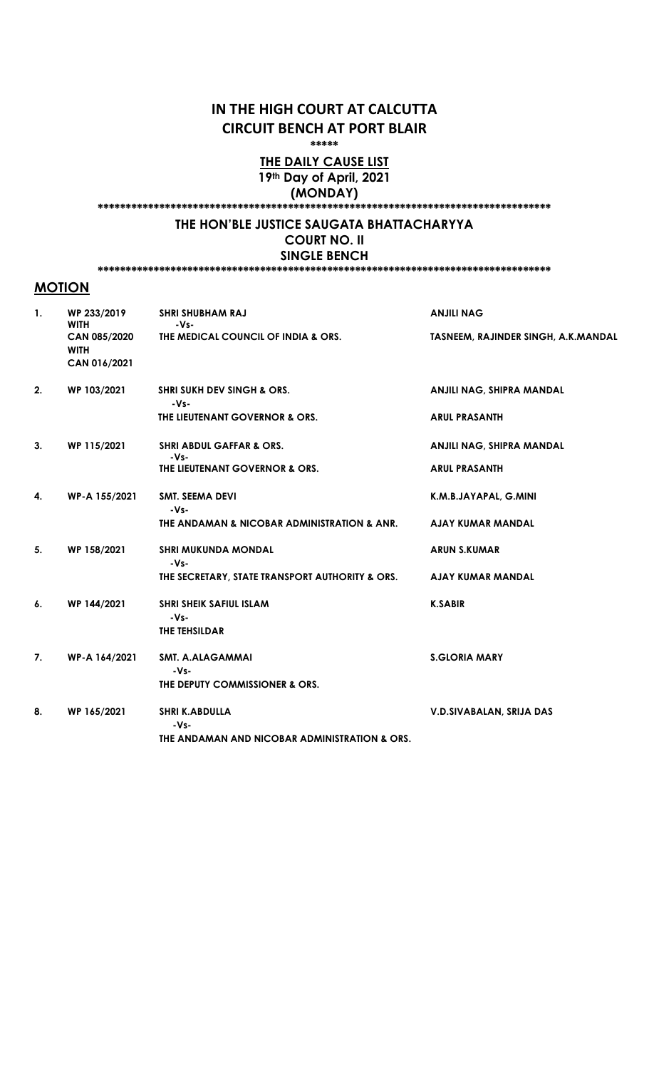# IN THE HIGH COURT AT CALCUTTA
# CIRCUIT BENCH AT PORT BLAIR

*****

**THE DAILY CAUSE LIST**
**19th Day of April, 2021**
**(MONDAY)**

************************************************************************************

## THE HON'BLE JUSTICE SAUGATA BHATTACHARYYA
## COURT NO. II
## SINGLE BENCH

************************************************************************************

## MOTION

| | | | |
|---|---|---|---|
| 1. | WP 233/2019 WITH CAN 085/2020 WITH CAN 016/2021 | SHRI SHUBHAM RAJ -Vs- THE MEDICAL COUNCIL OF INDIA & ORS. | ANJILI NAG / TASNEEM, RAJINDER SINGH, A.K.MANDAL |
| 2. | WP 103/2021 | SHRI SUKH DEV SINGH & ORS. -Vs- THE LIEUTENANT GOVERNOR & ORS. | ANJILI NAG, SHIPRA MANDAL / ARUL PRASANTH |
| 3. | WP 115/2021 | SHRI ABDUL GAFFAR & ORS. -Vs- THE LIEUTENANT GOVERNOR & ORS. | ANJILI NAG, SHIPRA MANDAL / ARUL PRASANTH |
| 4. | WP-A 155/2021 | SMT. SEEMA DEVI -Vs- THE ANDAMAN & NICOBAR ADMINISTRATION & ANR. | K.M.B.JAYAPAL, G.MINI / AJAY KUMAR MANDAL |
| 5. | WP 158/2021 | SHRI MUKUNDA MONDAL -Vs- THE SECRETARY, STATE TRANSPORT AUTHORITY & ORS. | ARUN S.KUMAR / AJAY KUMAR MANDAL |
| 6. | WP 144/2021 | SHRI SHEIK SAFIUL ISLAM -Vs- THE TEHSILDAR | K.SABIR |
| 7. | WP-A 164/2021 | SMT. A.ALAGAMMAI -Vs- THE DEPUTY COMMISSIONER & ORS. | S.GLORIA MARY |
| 8. | WP 165/2021 | SHRI K.ABDULLA -Vs- THE ANDAMAN AND NICOBAR ADMINISTRATION & ORS. | V.D.SIVABALAN, SRIJA DAS |